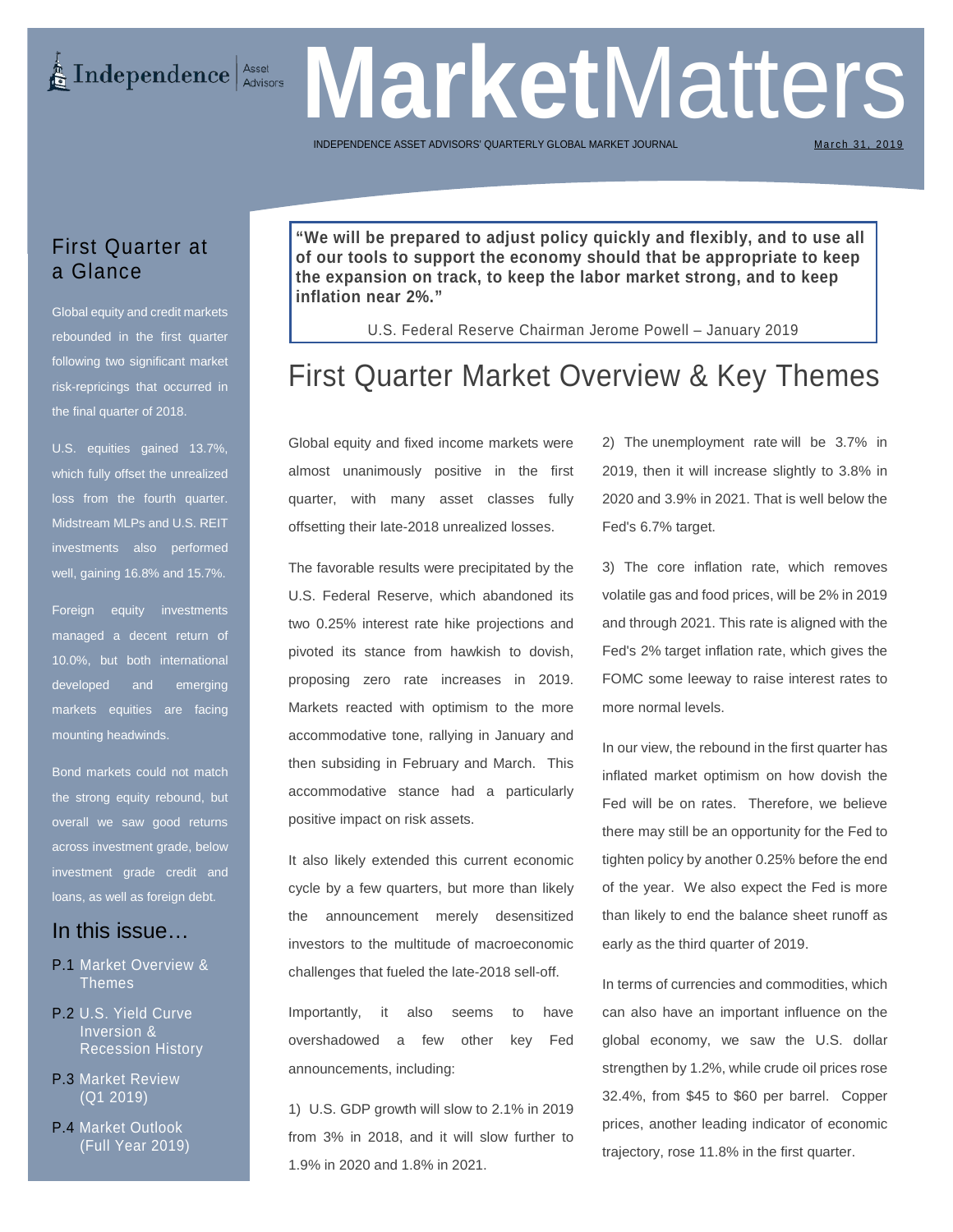# MarketMatters

INDEPENDENCE ASSET ADVISORS' QUARTERLY GLOBAL MARKET JOURNAL

March 31, 2019

## First Quarter at a Glance

Global equity and credit markets rebounded in the first quarter following two significant market risk-repricings that occurred in the final quarter of 2018.

U.S. equities gained 13.7%, which fully offset the unrealized loss from the fourth quarter. Midstream MLPs and U.S. REIT investments also performed well, gaining 16.8% and 15.7%.

Foreign equity investments managed a decent return of 10.0%, but both international developed and emerging markets equities are facing mounting headwinds.

Bond markets could not match the strong equity rebound, but overall we saw good returns across investment grade, below investment grade credit and loans, as well as foreign debt.

## In this issue…

- P.1 Market Overview & Themes
- P.2 U.S. Yield Curve Inversion & Recession History
- P.3 Market Review (Q1 2019)
- P.4 Market Outlook (Full Year 2019)

**"We will be prepared to adjust policy quickly and flexibly, and to use all of our tools to support the economy should that be appropriate to keep the expansion on track, to keep the labor market strong, and to keep inflation near 2%."**

U.S. Federal Reserve Chairman Jerome Powell – January 2019

# First Quarter Market Overview & Key Themes

Global equity and fixed income markets were almost unanimously positive in the first quarter, with many asset classes fully offsetting their late-2018 unrealized losses.

The favorable results were precipitated by the U.S. Federal Reserve, which abandoned its two 0.25% interest rate hike projections and pivoted its stance from hawkish to dovish, proposing zero rate increases in 2019. Markets reacted with optimism to the more accommodative tone, rallying in January and then subsiding in February and March. This accommodative stance had a particularly positive impact on risk assets.

It also likely extended this current economic cycle by a few quarters, but more than likely the announcement merely desensitized investors to the multitude of macroeconomic challenges that fueled the late-2018 sell-off.

Importantly, it also seems to have overshadowed a few other key Fed announcements, including:

1) U.S. GDP growth will slow to 2.1% in 2019 from 3% in 2018, and it will slow further to 1.9% in 2020 and 1.8% in 2021.

2) The unemployment rate will be 3.7% in 2019, then it will increase slightly to 3.8% in 2020 and 3.9% in 2021. That is well below the Fed's 6.7% target.

3) The core inflation rate, which removes volatile gas and food prices, will be 2% in 2019 and through 2021. This rate is aligned with the Fed's 2% target inflation rate, which gives the FOMC some leeway to raise interest rates to more normal levels.

In our view, the rebound in the first quarter has inflated market optimism on how dovish the Fed will be on rates. Therefore, we believe there may still be an opportunity for the Fed to tighten policy by another 0.25% before the end of the year. We also expect the Fed is more than likely to end the balance sheet runoff as early as the third quarter of 2019.

In terms of currencies and commodities, which can also have an important influence on the global economy, we saw the U.S. dollar strengthen by 1.2%, while crude oil prices rose 32.4%, from $45 to $60 per barrel. Copper prices, another leading indicator of economic trajectory, rose 11.8% in the first quarter.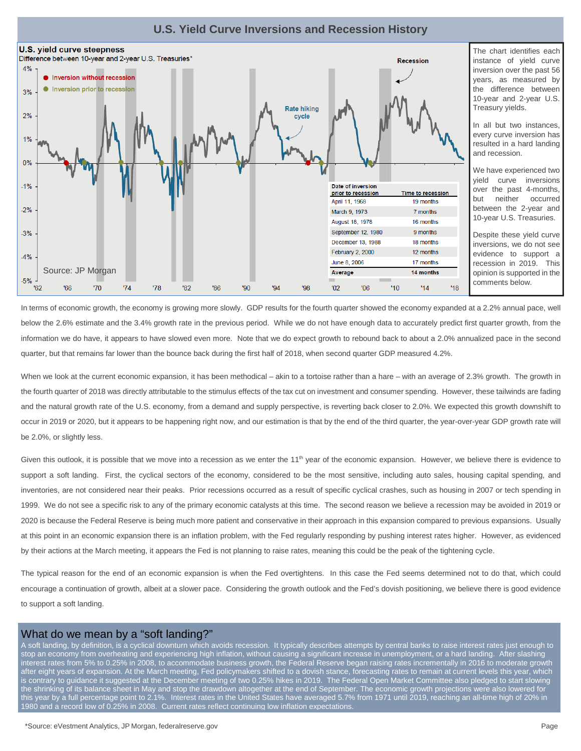## U.S. Yield Curve Inversions and Recession History

**U.S. yield curve steepness**
Difference between 10-year and 2-year U.S. Treasuries*

● Inversion without recession
● Inversion prior to recession

Rate hiking cycle

Recession

Source: JP Morgan

| Date of inversion prior to recession | Time to recession |
|---|---|
| April 11, 1968 | 19 months |
| March 9, 1973 | 7 months |
| August 18, 1978 | 16 months |
| September 12, 1980 | 9 months |
| December 13, 1988 | 18 months |
| February 2, 2000 | 12 months |
| June 8, 2006 | 17 months |
| **Average** | **14 months** |

The chart identifies each instance of yield curve inversion over the past 56 years, as measured by the difference between 10-year and 2-year U.S. Treasury yields.

In all but two instances, every curve inversion has resulted in a hard landing and recession.

We have experienced two yield curve inversions over the past 4-months, but neither occurred between the 2-year and 10-year U.S. Treasuries.

Despite these yield curve inversions, we do not see evidence to support a recession in 2019. This opinion is supported in the comments below.

In terms of economic growth, the economy is growing more slowly. GDP results for the fourth quarter showed the economy expanded at a 2.2% annual pace, well below the 2.6% estimate and the 3.4% growth rate in the previous period. While we do not have enough data to accurately predict first quarter growth, from the information we do have, it appears to have slowed even more. Note that we do expect growth to rebound back to about a 2.0% annualized pace in the second quarter, but that remains far lower than the bounce back during the first half of 2018, when second quarter GDP measured 4.2%.

When we look at the current economic expansion, it has been methodical – akin to a tortoise rather than a hare – with an average of 2.3% growth. The growth in the fourth quarter of 2018 was directly attributable to the stimulus effects of the tax cut on investment and consumer spending. However, these tailwinds are fading and the natural growth rate of the U.S. economy, from a demand and supply perspective, is reverting back closer to 2.0%. We expected this growth downshift to occur in 2019 or 2020, but it appears to be happening right now, and our estimation is that by the end of the third quarter, the year-over-year GDP growth rate will be 2.0%, or slightly less.

Given this outlook, it is possible that we move into a recession as we enter the 11th year of the economic expansion. However, we believe there is evidence to support a soft landing. First, the cyclical sectors of the economy, considered to be the most sensitive, including auto sales, housing capital spending, and inventories, are not considered near their peaks. Prior recessions occurred as a result of specific cyclical crashes, such as housing in 2007 or tech spending in 1999. We do not see a specific risk to any of the primary economic catalysts at this time. The second reason we believe a recession may be avoided in 2019 or 2020 is because the Federal Reserve is being much more patient and conservative in their approach in this expansion compared to previous expansions. Usually at this point in an economic expansion there is an inflation problem, with the Fed regularly responding by pushing interest rates higher. However, as evidenced by their actions at the March meeting, it appears the Fed is not planning to raise rates, meaning this could be the peak of the tightening cycle.

The typical reason for the end of an economic expansion is when the Fed overtightens. In this case the Fed seems determined not to do that, which could encourage a continuation of growth, albeit at a slower pace. Considering the growth outlook and the Fed's dovish positioning, we believe there is good evidence to support a soft landing.

## What do we mean by a "soft landing?"

A soft landing, by definition, is a cyclical downturn which avoids recession. It typically describes attempts by central banks to raise interest rates just enough to stop an economy from overheating and experiencing high inflation, without causing a significant increase in unemployment, or a hard landing. After slashing interest rates from 5% to 0.25% in 2008, to accommodate business growth, the Federal Reserve began raising rates incrementally in 2016 to moderate growth after eight years of expansion. At the March meeting, Fed policymakers shifted to a dovish stance, forecasting rates to remain at current levels this year, which is contrary to guidance it suggested at the December meeting of two 0.25% hikes in 2019. The Federal Open Market Committee also pledged to start slowing the shrinking of its balance sheet in May and stop the drawdown altogether at the end of September. The economic growth projections were also lowered for this year by a full percentage point to 2.1%. Interest rates in the United States have averaged 5.7% from 1971 until 2019, reaching an all-time high of 20% in 1980 and a record low of 0.25% in 2008. Current rates reflect continuing low inflation expectations.

*Source: eVestment Analytics, JP Morgan, federalreserve.gov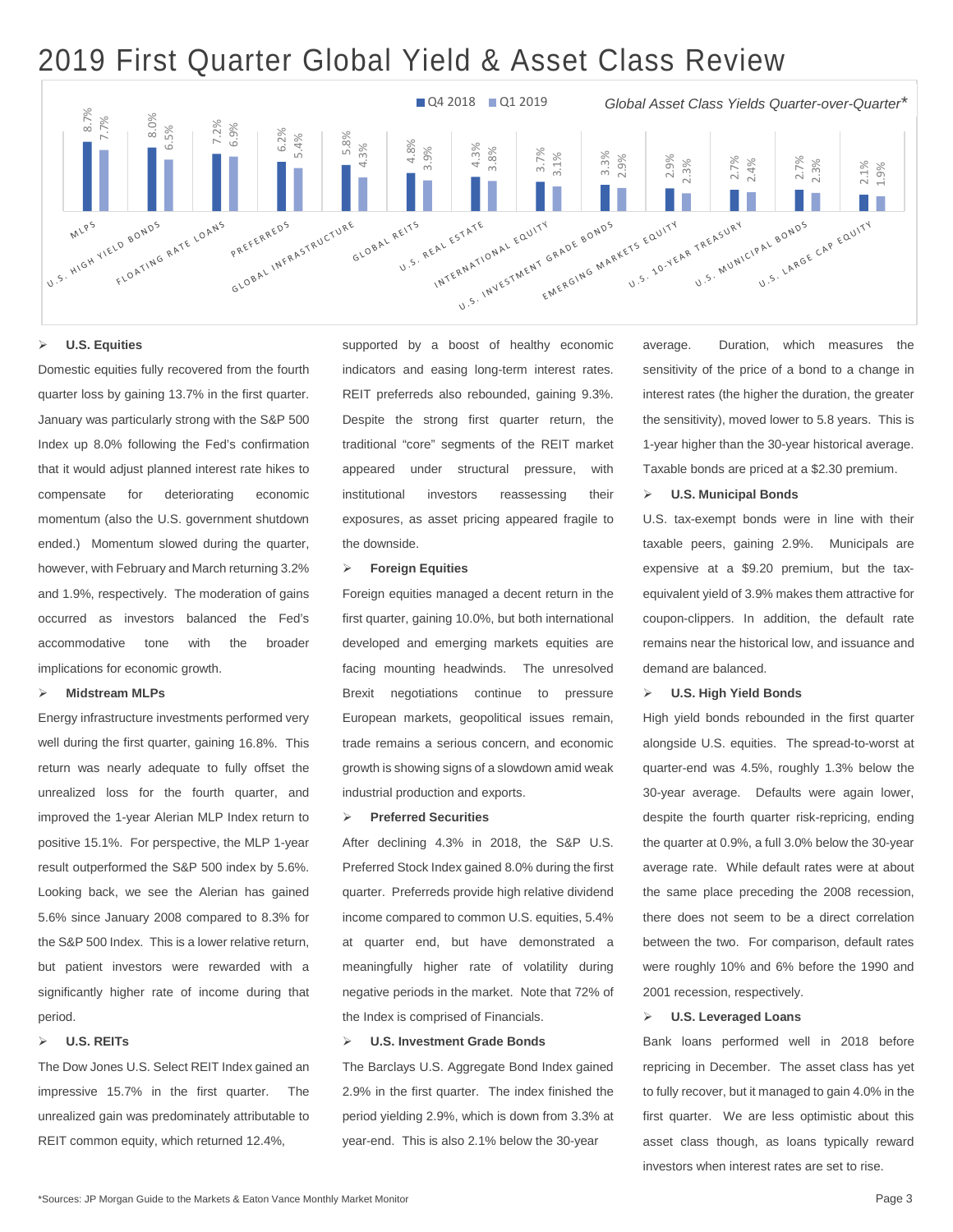# 2019 First Quarter Global Yield & Asset Class Review

*Global Asset Class Yields Quarter-over-Quarter**

| Asset Class | Q4 2018 | Q1 2019 |
|---|---|---|
| MLPs | 8.7% | 7.7% |
| U.S. High Yield Bonds | 8.0% | 6.5% |
| Floating Rate Loans | 7.2% | 6.9% |
| Preferreds | 6.2% | 5.4% |
| Global Infrastructure | 5.8% | 4.3% |
| Global REITs | 4.8% | 3.9% |
| U.S. Real Estate | 4.3% | 3.8% |
| International Equity | 3.7% | 3.1% |
| U.S. Investment Grade Bonds | 3.3% | 2.9% |
| Emerging Markets Equity | 2.9% | 2.3% |
| U.S. 10-Year Treasury | 2.7% | 2.4% |
| U.S. Municipal Bonds | 2.7% | 2.3% |
| U.S. Large Cap Equity | 2.1% | 1.9% |

- **U.S. Equities**

Domestic equities fully recovered from the fourth quarter loss by gaining 13.7% in the first quarter. January was particularly strong with the S&P 500 Index up 8.0% following the Fed's confirmation that it would adjust planned interest rate hikes to compensate for deteriorating economic momentum (also the U.S. government shutdown ended.) Momentum slowed during the quarter, however, with February and March returning 3.2% and 1.9%, respectively. The moderation of gains occurred as investors balanced the Fed's accommodative tone with the broader implications for economic growth.

- **Midstream MLPs**

Energy infrastructure investments performed very well during the first quarter, gaining 16.8%. This return was nearly adequate to fully offset the unrealized loss for the fourth quarter, and improved the 1-year Alerian MLP Index return to positive 15.1%. For perspective, the MLP 1-year result outperformed the S&P 500 index by 5.6%. Looking back, we see the Alerian has gained 5.6% since January 2008 compared to 8.3% for the S&P 500 Index. This is a lower relative return, but patient investors were rewarded with a significantly higher rate of income during that period.

- **U.S. REITs**

The Dow Jones U.S. Select REIT Index gained an impressive 15.7% in the first quarter. The unrealized gain was predominately attributable to REIT common equity, which returned 12.4%, supported by a boost of healthy economic indicators and easing long-term interest rates. REIT preferreds also rebounded, gaining 9.3%. Despite the strong first quarter return, the traditional "core" segments of the REIT market appeared under structural pressure, with institutional investors reassessing their exposures, as asset pricing appeared fragile to the downside.

- **Foreign Equities**

Foreign equities managed a decent return in the first quarter, gaining 10.0%, but both international developed and emerging markets equities are facing mounting headwinds. The unresolved Brexit negotiations continue to pressure European markets, geopolitical issues remain, trade remains a serious concern, and economic growth is showing signs of a slowdown amid weak industrial production and exports.

- **Preferred Securities**

After declining 4.3% in 2018, the S&P U.S. Preferred Stock Index gained 8.0% during the first quarter. Preferreds provide high relative dividend income compared to common U.S. equities, 5.4% at quarter end, but have demonstrated a meaningfully higher rate of volatility during negative periods in the market. Note that 72% of the Index is comprised of Financials.

- **U.S. Investment Grade Bonds**

The Barclays U.S. Aggregate Bond Index gained 2.9% in the first quarter. The index finished the period yielding 2.9%, which is down from 3.3% at year-end. This is also 2.1% below the 30-year average. Duration, which measures the sensitivity of the price of a bond to a change in interest rates (the higher the duration, the greater the sensitivity), moved lower to 5.8 years. This is 1-year higher than the 30-year historical average. Taxable bonds are priced at a $2.30 premium.

- **U.S. Municipal Bonds**

U.S. tax-exempt bonds were in line with their taxable peers, gaining 2.9%. Municipals are expensive at a $9.20 premium, but the tax-equivalent yield of 3.9% makes them attractive for coupon-clippers. In addition, the default rate remains near the historical low, and issuance and demand are balanced.

- **U.S. High Yield Bonds**

High yield bonds rebounded in the first quarter alongside U.S. equities. The spread-to-worst at quarter-end was 4.5%, roughly 1.3% below the 30-year average. Defaults were again lower, despite the fourth quarter risk-repricing, ending the quarter at 0.9%, a full 3.0% below the 30-year average rate. While default rates were at about the same place preceding the 2008 recession, there does not seem to be a direct correlation between the two. For comparison, default rates were roughly 10% and 6% before the 1990 and 2001 recession, respectively.

- **U.S. Leveraged Loans**

Bank loans performed well in 2018 before repricing in December. The asset class has yet to fully recover, but it managed to gain 4.0% in the first quarter. We are less optimistic about this asset class though, as loans typically reward investors when interest rates are set to rise.

*Sources: JP Morgan Guide to the Markets & Eaton Vance Monthly Market Monitor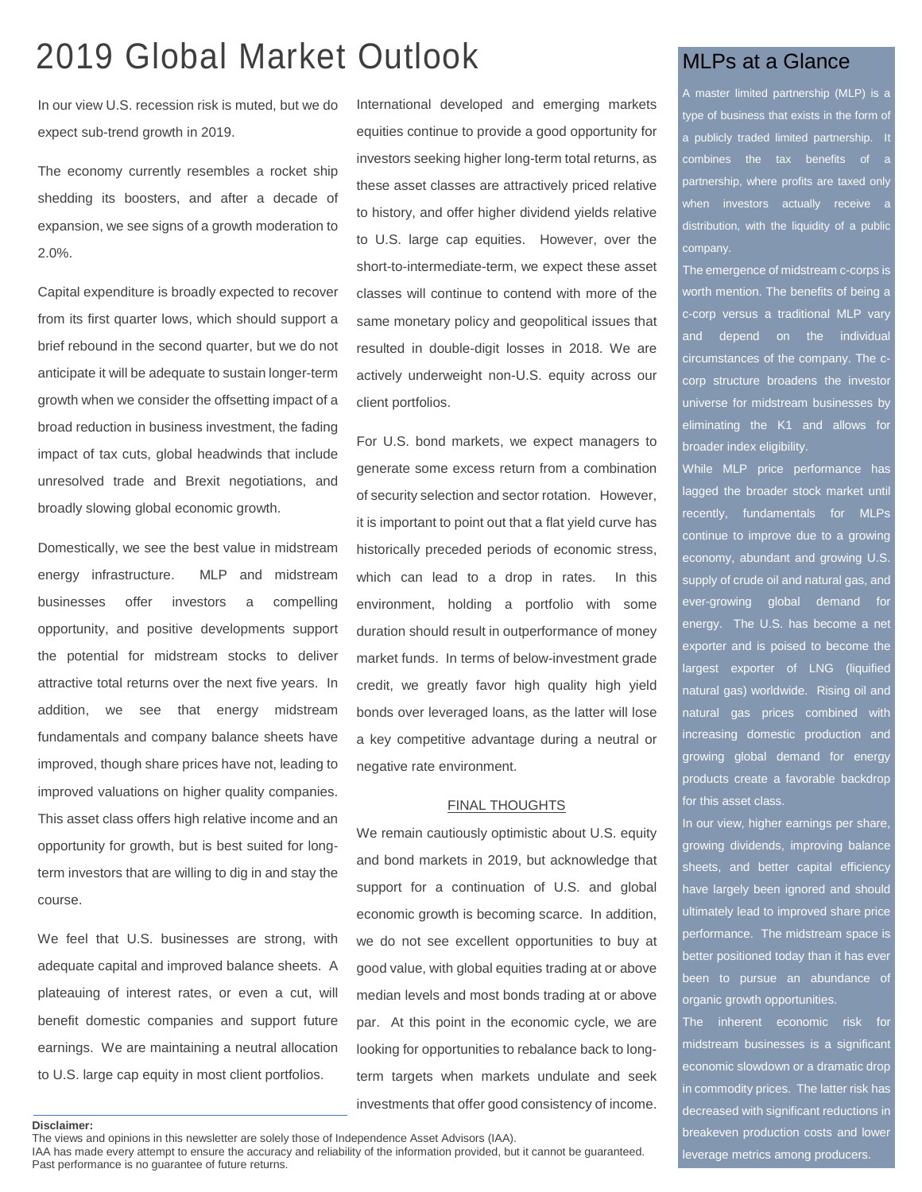# 2019 Global Market Outlook

In our view U.S. recession risk is muted, but we do expect sub-trend growth in 2019.

The economy currently resembles a rocket ship shedding its boosters, and after a decade of expansion, we see signs of a growth moderation to 2.0%.

Capital expenditure is broadly expected to recover from its first quarter lows, which should support a brief rebound in the second quarter, but we do not anticipate it will be adequate to sustain longer-term growth when we consider the offsetting impact of a broad reduction in business investment, the fading impact of tax cuts, global headwinds that include unresolved trade and Brexit negotiations, and broadly slowing global economic growth.

Domestically, we see the best value in midstream energy infrastructure. MLP and midstream businesses offer investors a compelling opportunity, and positive developments support the potential for midstream stocks to deliver attractive total returns over the next five years. In addition, we see that energy midstream fundamentals and company balance sheets have improved, though share prices have not, leading to improved valuations on higher quality companies. This asset class offers high relative income and an opportunity for growth, but is best suited for long-term investors that are willing to dig in and stay the course.

We feel that U.S. businesses are strong, with adequate capital and improved balance sheets. A plateauing of interest rates, or even a cut, will benefit domestic companies and support future earnings. We are maintaining a neutral allocation to U.S. large cap equity in most client portfolios.

International developed and emerging markets equities continue to provide a good opportunity for investors seeking higher long-term total returns, as these asset classes are attractively priced relative to history, and offer higher dividend yields relative to U.S. large cap equities. However, over the short-to-intermediate-term, we expect these asset classes will continue to contend with more of the same monetary policy and geopolitical issues that resulted in double-digit losses in 2018. We are actively underweight non-U.S. equity across our client portfolios.

For U.S. bond markets, we expect managers to generate some excess return from a combination of security selection and sector rotation. However, it is important to point out that a flat yield curve has historically preceded periods of economic stress, which can lead to a drop in rates. In this environment, holding a portfolio with some duration should result in outperformance of money market funds. In terms of below-investment grade credit, we greatly favor high quality high yield bonds over leveraged loans, as the latter will lose a key competitive advantage during a neutral or negative rate environment.

## FINAL THOUGHTS

We remain cautiously optimistic about U.S. equity and bond markets in 2019, but acknowledge that support for a continuation of U.S. and global economic growth is becoming scarce. In addition, we do not see excellent opportunities to buy at good value, with global equities trading at or above median levels and most bonds trading at or above par. At this point in the economic cycle, we are looking for opportunities to rebalance back to long-term targets when markets undulate and seek investments that offer good consistency of income.

## MLPs at a Glance

A master limited partnership (MLP) is a type of business that exists in the form of a publicly traded limited partnership. It combines the tax benefits of a partnership, where profits are taxed only when investors actually receive a distribution, with the liquidity of a public company.

The emergence of midstream c-corps is worth mention. The benefits of being a c-corp versus a traditional MLP vary and depend on the individual circumstances of the company. The c-corp structure broadens the investor universe for midstream businesses by eliminating the K1 and allows for broader index eligibility.

While MLP price performance has lagged the broader stock market until recently, fundamentals for MLPs continue to improve due to a growing economy, abundant and growing U.S. supply of crude oil and natural gas, and ever-growing global demand for energy. The U.S. has become a net exporter and is poised to become the largest exporter of LNG (liquified natural gas) worldwide. Rising oil and natural gas prices combined with increasing domestic production and growing global demand for energy products create a favorable backdrop for this asset class.

In our view, higher earnings per share, growing dividends, improving balance sheets, and better capital efficiency have largely been ignored and should ultimately lead to improved share price performance. The midstream space is better positioned today than it has ever been to pursue an abundance of organic growth opportunities.

The inherent economic risk for midstream businesses is a significant economic slowdown or a dramatic drop in commodity prices. The latter risk has decreased with significant reductions in breakeven production costs and lower leverage metrics among producers.

**Disclaimer:**
The views and opinions in this newsletter are solely those of Independence Asset Advisors (IAA).
IAA has made every attempt to ensure the accuracy and reliability of the information provided, but it cannot be guaranteed.
Past performance is no guarantee of future returns.